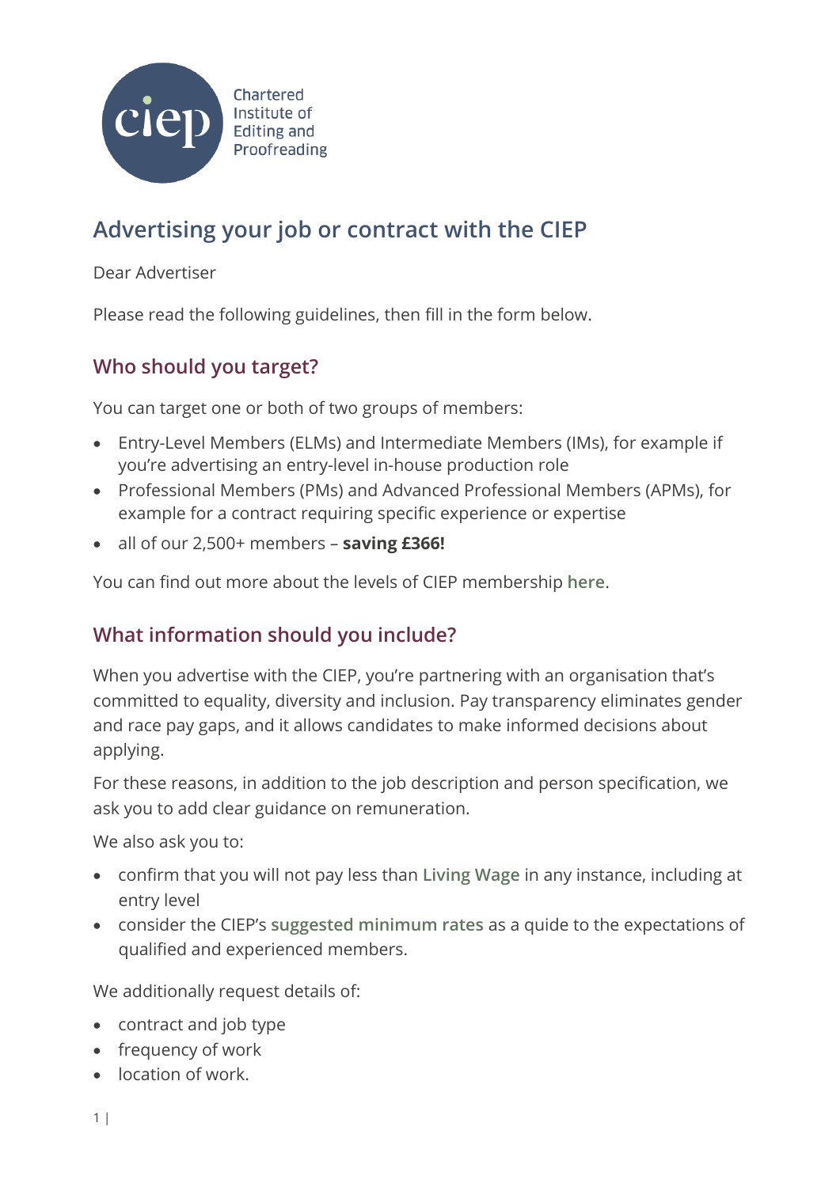Chartered Institute of Editing and Proofreading

# Advertising your job or contract with the CIEP

Dear Advertiser

Please read the following guidelines, then fill in the form below.

## Who should you target?

You can target one or both of two groups of members:

- Entry-Level Members (ELMs) and Intermediate Members (IMs), for example if you're advertising an entry-level in-house production role
- Professional Members (PMs) and Advanced Professional Members (APMs), for example for a contract requiring specific experience or expertise
- all of our 2,500+ members – **saving £366!**

You can find out more about the levels of CIEP membership here.

## What information should you include?

When you advertise with the CIEP, you're partnering with an organisation that's committed to equality, diversity and inclusion. Pay transparency eliminates gender and race pay gaps, and it allows candidates to make informed decisions about applying.

For these reasons, in addition to the job description and person specification, we ask you to add clear guidance on remuneration.

We also ask you to:

- confirm that you will not pay less than Living Wage in any instance, including at entry level
- consider the CIEP's suggested minimum rates as a guide to the expectations of qualified and experienced members.

We additionally request details of:

- contract and job type
- frequency of work
- location of work.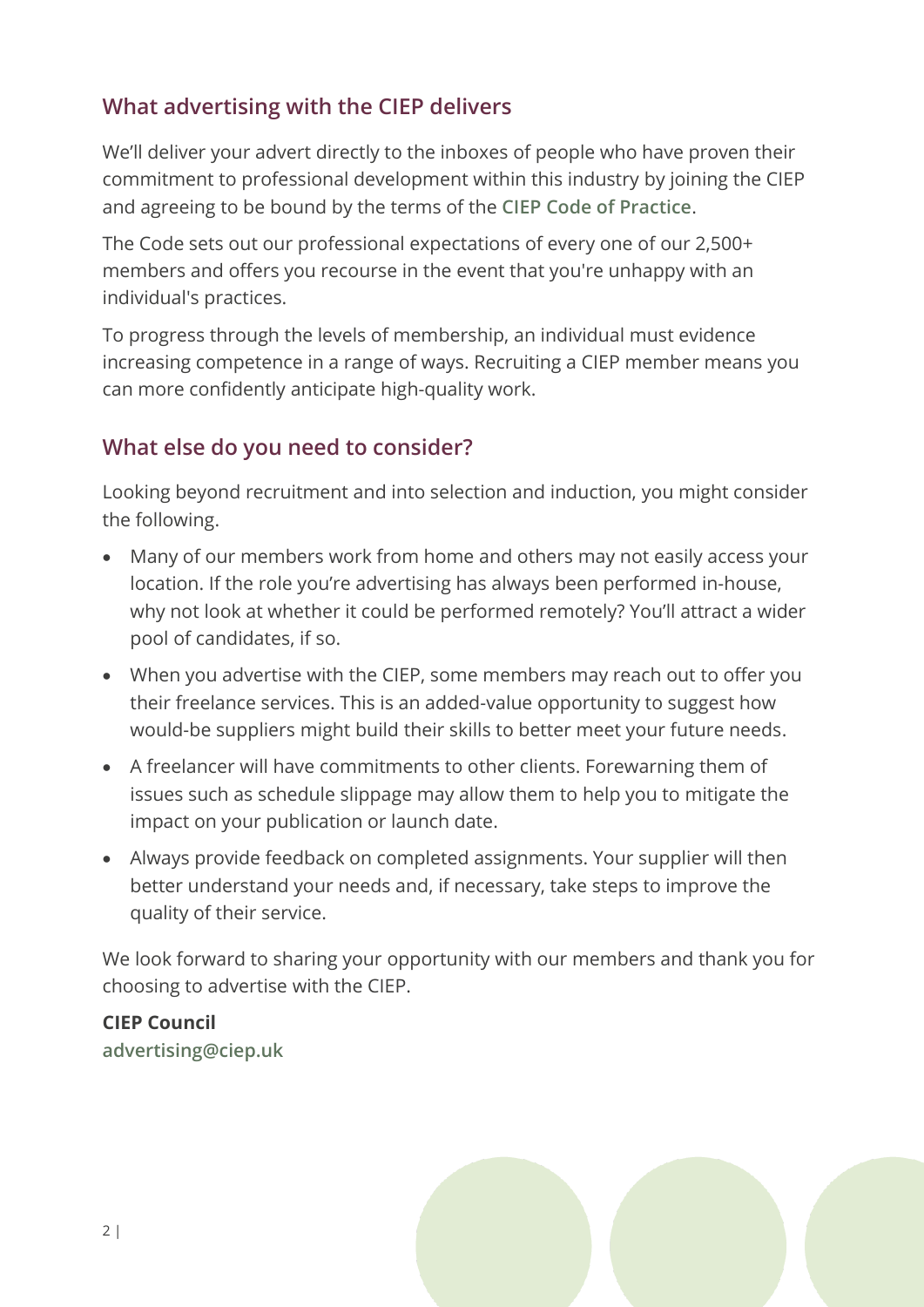## What advertising with the CIEP delivers

We'll deliver your advert directly to the inboxes of people who have proven their commitment to professional development within this industry by joining the CIEP and agreeing to be bound by the terms of the **CIEP Code of Practice**.

The Code sets out our professional expectations of every one of our 2,500+ members and offers you recourse in the event that you're unhappy with an individual's practices.

To progress through the levels of membership, an individual must evidence increasing competence in a range of ways. Recruiting a CIEP member means you can more confidently anticipate high-quality work.

## What else do you need to consider?

Looking beyond recruitment and into selection and induction, you might consider the following.

- Many of our members work from home and others may not easily access your location. If the role you're advertising has always been performed in-house, why not look at whether it could be performed remotely? You'll attract a wider pool of candidates, if so.
- When you advertise with the CIEP, some members may reach out to offer you their freelance services. This is an added-value opportunity to suggest how would-be suppliers might build their skills to better meet your future needs.
- A freelancer will have commitments to other clients. Forewarning them of issues such as schedule slippage may allow them to help you to mitigate the impact on your publication or launch date.
- Always provide feedback on completed assignments. Your supplier will then better understand your needs and, if necessary, take steps to improve the quality of their service.

We look forward to sharing your opportunity with our members and thank you for choosing to advertise with the CIEP.

**CIEP Council**
**advertising@ciep.uk**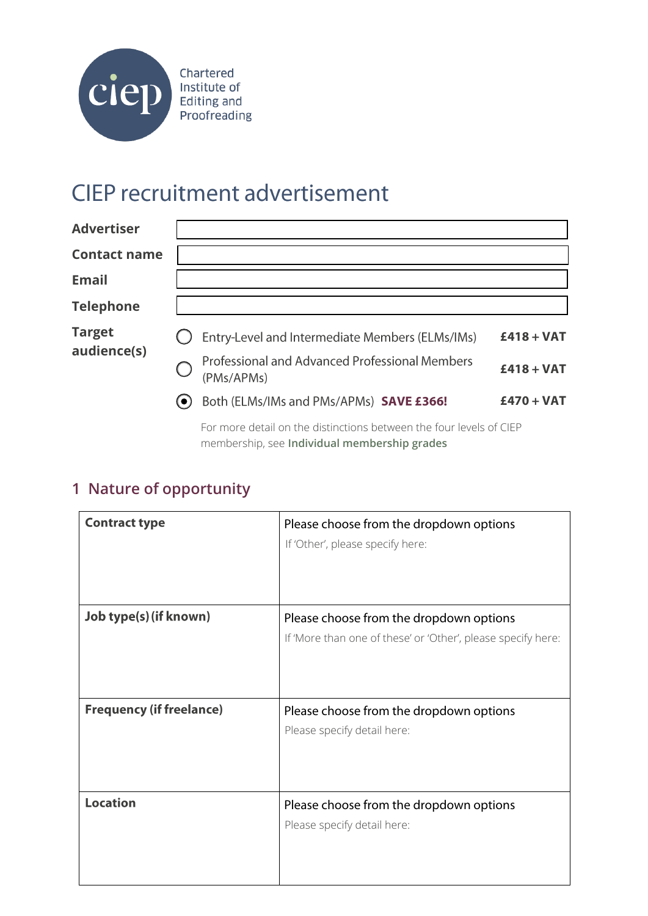Chartered Institute of Editing and Proofreading

# CIEP recruitment advertisement

| | |
|---|---|
| **Advertiser** | |
| **Contact name** | |
| **Email** | |
| **Telephone** | |

**Target audience(s)**

| | | |
|---|---|---|
| ◯ | Entry-Level and Intermediate Members (ELMs/IMs) | **£418 + VAT** |
| ◯ | Professional and Advanced Professional Members (PMs/APMs) | **£418 + VAT** |
| ◉ | Both (ELMs/IMs and PMs/APMs) **SAVE £366!** | **£470 + VAT** |

For more detail on the distinctions between the four levels of CIEP membership, see **Individual membership grades**

## 1 Nature of opportunity

| | |
|---|---|
| **Contract type** | Please choose from the dropdown options<br>If 'Other', please specify here: |
| **Job type(s) (if known)** | Please choose from the dropdown options<br>If 'More than one of these' or 'Other', please specify here: |
| **Frequency (if freelance)** | Please choose from the dropdown options<br>Please specify detail here: |
| **Location** | Please choose from the dropdown options<br>Please specify detail here: |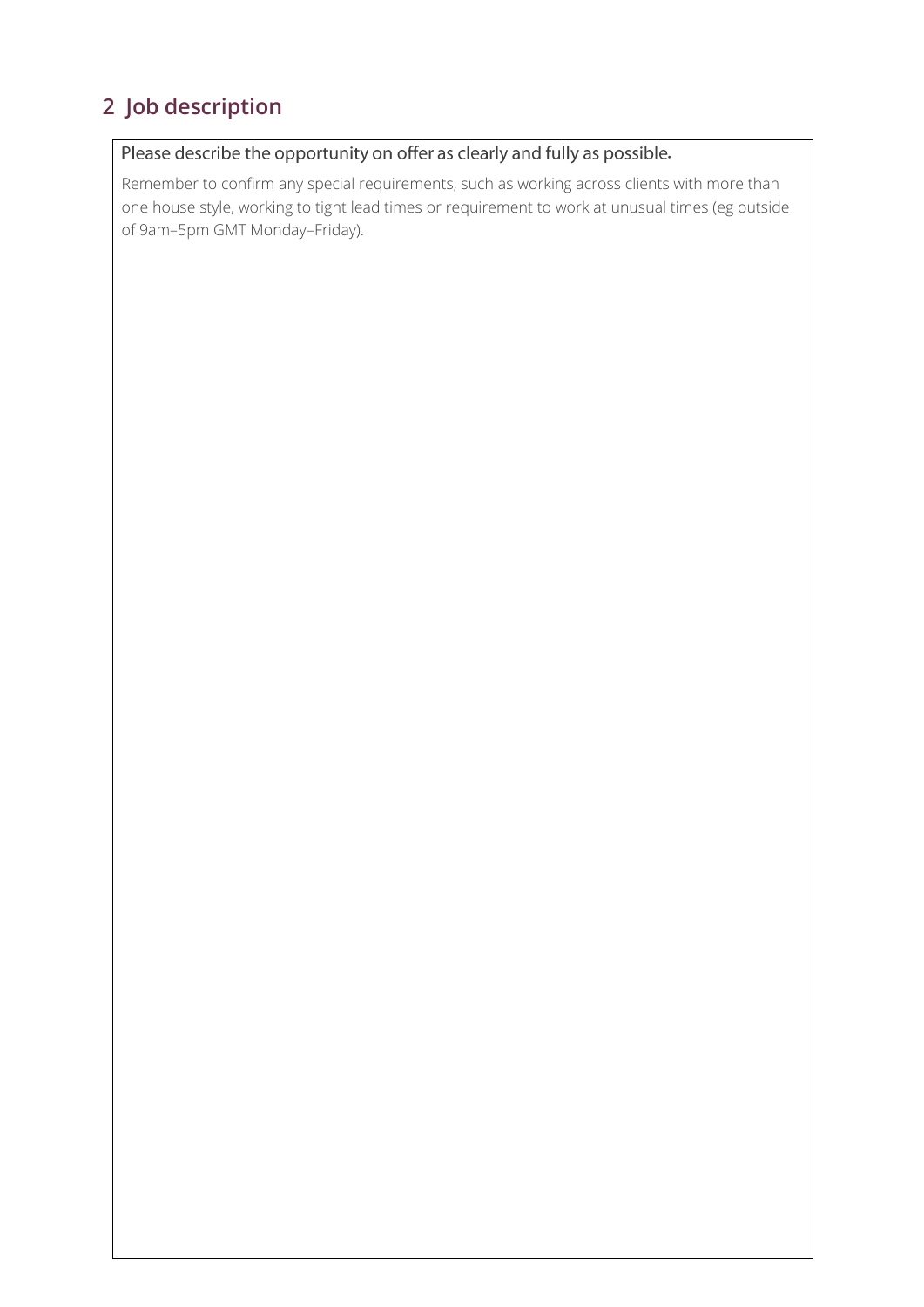## 2 Job description

Please describe the opportunity on offer as clearly and fully as possible.

Remember to confirm any special requirements, such as working across clients with more than one house style, working to tight lead times or requirement to work at unusual times (eg outside of 9am–5pm GMT Monday–Friday).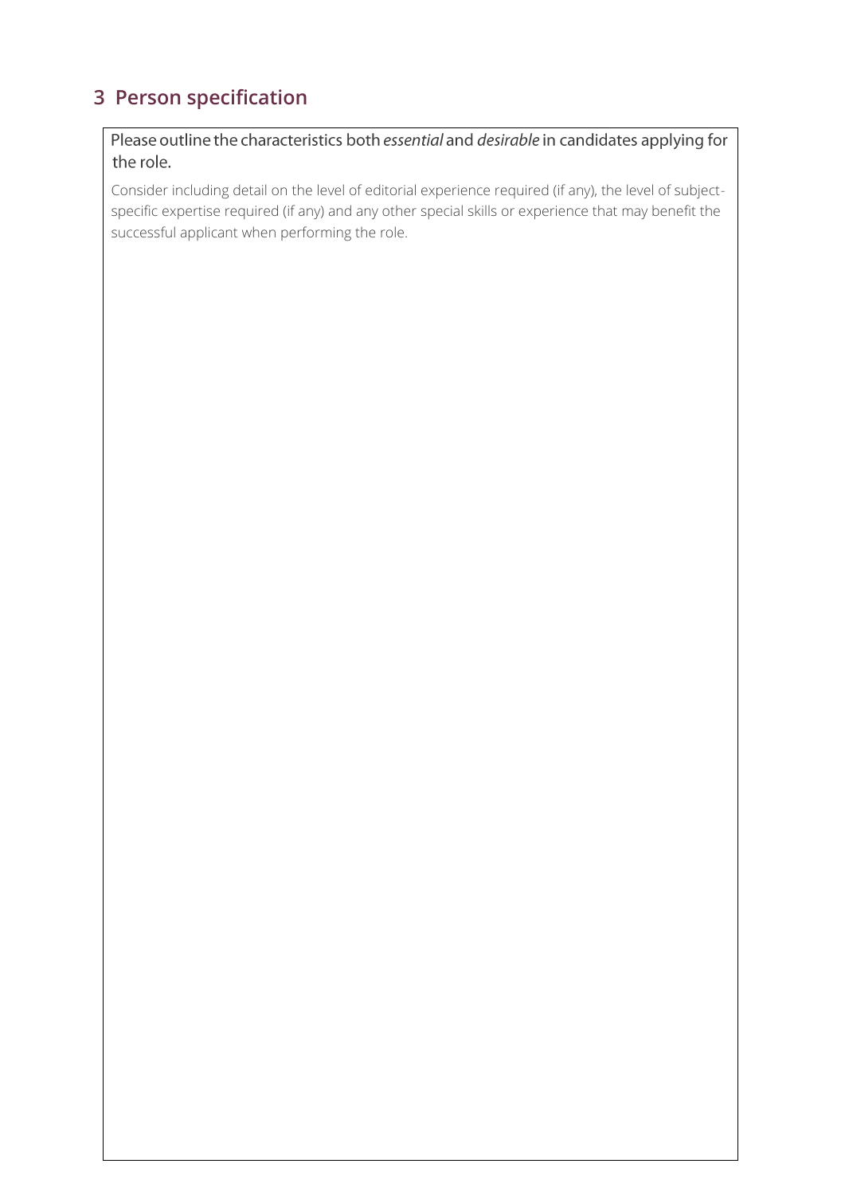## 3 Person specification

Please outline the characteristics both *essential* and *desirable* in candidates applying for the role.

Consider including detail on the level of editorial experience required (if any), the level of subject-specific expertise required (if any) and any other special skills or experience that may benefit the successful applicant when performing the role.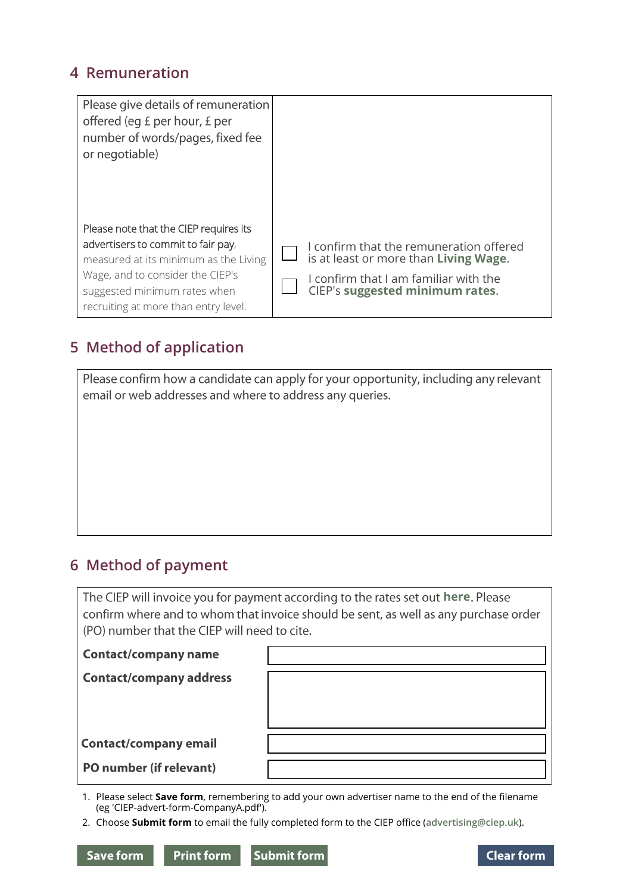## 4 Remuneration

| | |
|---|---|
| Please give details of remuneration offered (eg £ per hour, £ per number of words/pages, fixed fee or negotiable) | |
| Please note that the CIEP requires its advertisers to commit to fair pay, measured at its minimum as the Living Wage, and to consider the CIEP's suggested minimum rates when recruiting at more than entry level. | ☐ I confirm that the remuneration offered is at least or more than **Living Wage**.<br>☐ I confirm that I am familiar with the CIEP's **suggested minimum rates**. |

## 5 Method of application

Please confirm how a candidate can apply for your opportunity, including any relevant email or web addresses and where to address any queries.

## 6 Method of payment

The CIEP will invoice you for payment according to the rates set out **here**. Please confirm where and to whom that invoice should be sent, as well as any purchase order (PO) number that the CIEP will need to cite.

| | |
|---|---|
| **Contact/company name** | |
| **Contact/company address** | |
| **Contact/company email** | |
| **PO number (if relevant)** | |

1. Please select **Save form**, remembering to add your own advertiser name to the end of the filename (eg 'CIEP-advert-form-CompanyA.pdf').
2. Choose **Submit form** to email the fully completed form to the CIEP office (advertising@ciep.uk).

Save form | Print form | Submit form | Clear form